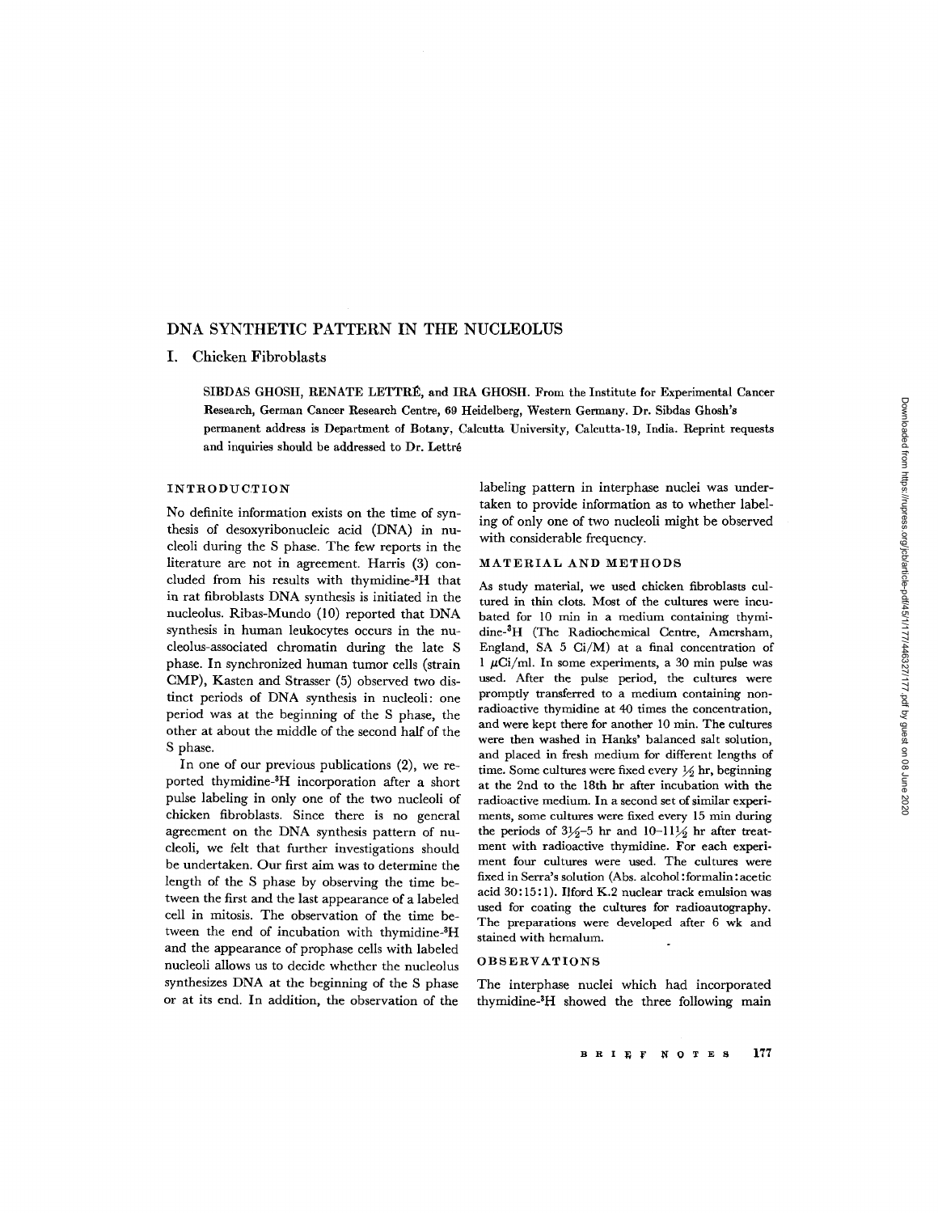# DNA SYNTHETIC PATTERN IN THE NUCLEOLUS

## I. Chicken Fibroblasts

SIBDAS GHOSH, RENATE LETTRÉ, and IRA GHOSH. From the Institute for Experimental Cancer Research, German Cancer Research Centre, 69 Heidelberg, Western Germany. Dr. Sibdas Ghosh's permanent address is Department of Botany, Calcutta University, Calcutta-19, India. Reprint requests and inquiries should be addressed to Dr. Lettré

### INTRODUCTION

No definite information exists on the time of synthesis of desoxyribonucleic acid (DNA) in nucleoli during the S phase. The few reports in the literature are not in agreement. Harris (3) concluded from his results with thymidine-$^3$H that in rat fibroblasts DNA synthesis is initiated in the nucleolus. Ribas-Mundo (10) reported that DNA synthesis in human leukocytes occurs in the nucleolus-associated chromatin during the late S phase. In synchronized human tumor cells (strain CMP), Kasten and Strasser (5) observed two distinct periods of DNA synthesis in nucleoli: one period was at the beginning of the S phase, the other at about the middle of the second half of the S phase.

In one of our previous publications (2), we reported thymidine-$^3$H incorporation after a short pulse labeling in only one of the two nucleoli of chicken fibroblasts. Since there is no general agreement on the DNA synthesis pattern of nucleoli, we felt that further investigations should be undertaken. Our first aim was to determine the length of the S phase by observing the time between the first and the last appearance of a labeled cell in mitosis. The observation of the time between the end of incubation with thymidine-$^3$H and the appearance of prophase cells with labeled nucleoli allows us to decide whether the nucleolus synthesizes DNA at the beginning of the S phase or at its end. In addition, the observation of the labeling pattern in interphase nuclei was undertaken to provide information as to whether labeling of only one of two nucleoli might be observed with considerable frequency.

### MATERIAL AND METHODS

As study material, we used chicken fibroblasts cultured in thin clots. Most of the cultures were incubated for 10 min in a medium containing thymidine-$^3$H (The Radiochemical Centre, Amersham, England, SA 5 Ci/M) at a final concentration of 1 $\mu$Ci/ml. In some experiments, a 30 min pulse was used. After the pulse period, the cultures were promptly transferred to a medium containing nonradioactive thymidine at 40 times the concentration, and were kept there for another 10 min. The cultures were then washed in Hanks' balanced salt solution, and placed in fresh medium for different lengths of time. Some cultures were fixed every ½ hr, beginning at the 2nd to the 18th hr after incubation with the radioactive medium. In a second set of similar experiments, some cultures were fixed every 15 min during the periods of 3½–5 hr and 10–11½ hr after treatment with radioactive thymidine. For each experiment four cultures were used. The cultures were fixed in Serra's solution (Abs. alcohol:formalin:acetic acid 30:15:1). Ilford K.2 nuclear track emulsion was used for coating the cultures for radioautography. The preparations were developed after 6 wk and stained with hemalum.

### OBSERVATIONS

The interphase nuclei which had incorporated thymidine-$^3$H showed the three following main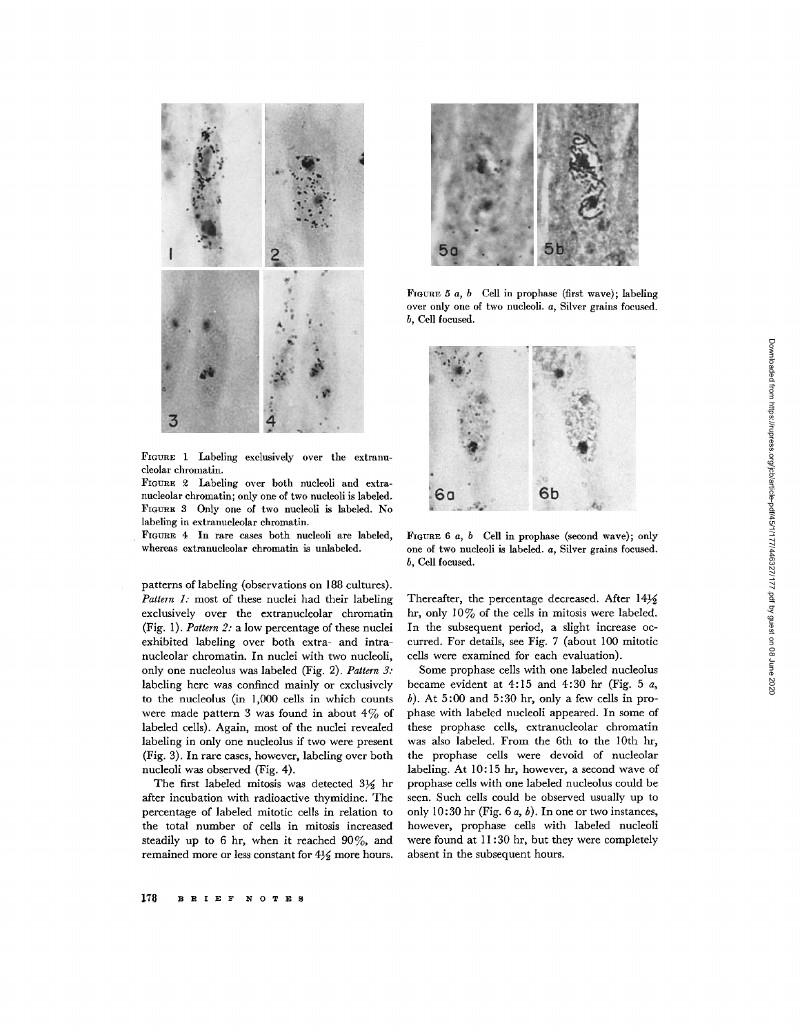FIGURE 1 Labeling exclusively over the extranucleolar chromatin.

FIGURE 2 Labeling over both nucleoli and extranucleolar chromatin; only one of two nucleoli is labeled.

FIGURE 3 Only one of two nucleoli is labeled. No labeling in extranucleolar chromatin.

FIGURE 4 In rare cases both nucleoli are labeled, whereas extranucleolar chromatin is unlabeled.

FIGURE 5 *a, b* Cell in prophase (first wave); labeling over only one of two nucleoli. *a*, Silver grains focused. *b*, Cell focused.

FIGURE 6 *a, b* Cell in prophase (second wave); only one of two nucleoli is labeled. *a*, Silver grains focused. *b*, Cell focused.

patterns of labeling (observations on 188 cultures). *Pattern 1:* most of these nuclei had their labeling exclusively over the extranucleolar chromatin (Fig. 1). *Pattern 2:* a low percentage of these nuclei exhibited labeling over both extra- and intranucleolar chromatin. In nuclei with two nucleoli, only one nucleolus was labeled (Fig. 2). *Pattern 3:* labeling here was confined mainly or exclusively to the nucleolus (in 1,000 cells in which counts were made pattern 3 was found in about 4% of labeled cells). Again, most of the nuclei revealed labeling in only one nucleolus if two were present (Fig. 3). In rare cases, however, labeling over both nucleoli was observed (Fig. 4).

The first labeled mitosis was detected 3½ hr after incubation with radioactive thymidine. The percentage of labeled mitotic cells in relation to the total number of cells in mitosis increased steadily up to 6 hr, when it reached 90%, and remained more or less constant for 4½ more hours. Thereafter, the percentage decreased. After 14½ hr, only 10% of the cells in mitosis were labeled. In the subsequent period, a slight increase occurred. For details, see Fig. 7 (about 100 mitotic cells were examined for each evaluation).

Some prophase cells with one labeled nucleolus became evident at 4:15 and 4:30 hr (Fig. 5 *a*, *b*). At 5:00 and 5:30 hr, only a few cells in prophase with labeled nucleoli appeared. In some of these prophase cells, extranucleolar chromatin was also labeled. From the 6th to the 10th hr, the prophase cells were devoid of nucleolar labeling. At 10:15 hr, however, a second wave of prophase cells with one labeled nucleolus could be seen. Such cells could be observed usually up to only 10:30 hr (Fig. 6 *a*, *b*). In one or two instances, however, prophase cells with labeled nucleoli were found at 11:30 hr, but they were completely absent in the subsequent hours.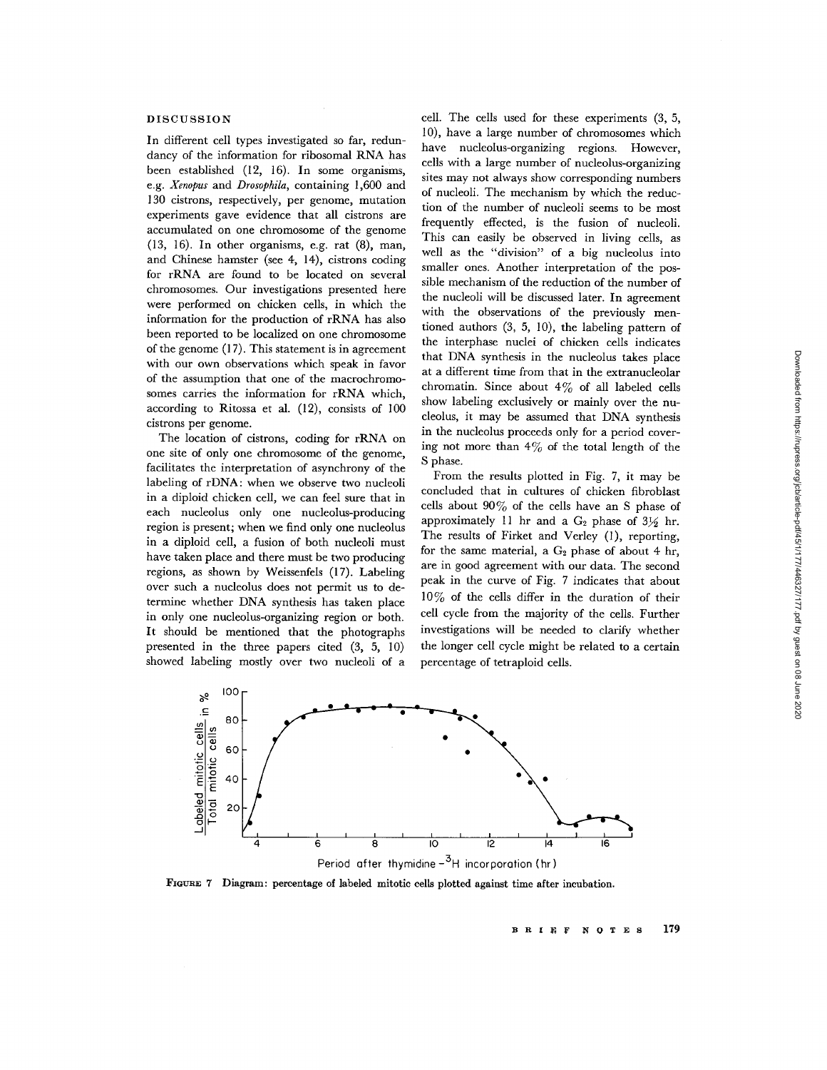## DISCUSSION

In different cell types investigated so far, redundancy of the information for ribosomal RNA has been established (12, 16). In some organisms, e.g. *Xenopus* and *Drosophila*, containing 1,600 and 130 cistrons, respectively, per genome, mutation experiments gave evidence that all cistrons are accumulated on one chromosome of the genome (13, 16). In other organisms, e.g. rat (8), man, and Chinese hamster (see 4, 14), cistrons coding for rRNA are found to be located on several chromosomes. Our investigations presented here were performed on chicken cells, in which the information for the production of rRNA has also been reported to be localized on one chromosome of the genome (17). This statement is in agreement with our own observations which speak in favor of the assumption that one of the macrochromosomes carries the information for rRNA which, according to Ritossa et al. (12), consists of 100 cistrons per genome.

The location of cistrons, coding for rRNA on one site of only one chromosome of the genome, facilitates the interpretation of asynchrony of the labeling of rDNA: when we observe two nucleoli in a diploid chicken cell, we can feel sure that in each nucleolus only one nucleolus-producing region is present; when we find only one nucleolus in a diploid cell, a fusion of both nucleoli must have taken place and there must be two producing regions, as shown by Weissenfels (17). Labeling over such a nucleolus does not permit us to determine whether DNA synthesis has taken place in only one nucleolus-organizing region or both. It should be mentioned that the photographs presented in the three papers cited (3, 5, 10) showed labeling mostly over two nucleoli of a cell. The cells used for these experiments (3, 5, 10), have a large number of chromosomes which have nucleolus-organizing regions. However, cells with a large number of nucleolus-organizing sites may not always show corresponding numbers of nucleoli. The mechanism by which the reduction of the number of nucleoli seems to be most frequently effected, is the fusion of nucleoli. This can easily be observed in living cells, as well as the "division" of a big nucleolus into smaller ones. Another interpretation of the possible mechanism of the reduction of the number of the nucleoli will be discussed later. In agreement with the observations of the previously mentioned authors (3, 5, 10), the labeling pattern of the interphase nuclei of chicken cells indicates that DNA synthesis in the nucleolus takes place at a different time from that in the extranucleolar chromatin. Since about 4% of all labeled cells show labeling exclusively or mainly over the nucleolus, it may be assumed that DNA synthesis in the nucleolus proceeds only for a period covering not more than 4% of the total length of the S phase.

From the results plotted in Fig. 7, it may be concluded that in cultures of chicken fibroblast cells about 90% of the cells have an S phase of approximately 11 hr and a $G_2$ phase of $3\frac{1}{2}$ hr. The results of Firket and Verley (1), reporting, for the same material, a $G_2$ phase of about 4 hr, are in good agreement with our data. The second peak in the curve of Fig. 7 indicates that about 10% of the cells differ in the duration of their cell cycle from the majority of the cells. Further investigations will be needed to clarify whether the longer cell cycle might be related to a certain percentage of tetraploid cells.

**FIGURE 7** Diagram: percentage of labeled mitotic cells plotted against time after incubation.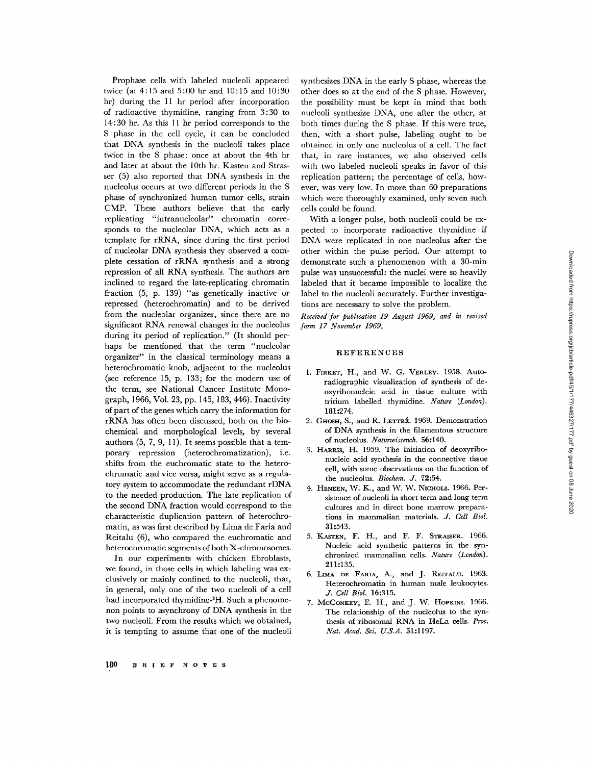Prophase cells with labeled nucleoli appeared twice (at 4:15 and 5:00 hr and 10:15 and 10:30 hr) during the 11 hr period after incorporation of radioactive thymidine, ranging from 3:30 to 14:30 hr. As this 11 hr period corresponds to the S phase in the cell cycle, it can be concluded that DNA synthesis in the nucleoli takes place twice in the S phase: once at about the 4th hr and later at about the 10th hr. Kasten and Strasser (5) also reported that DNA synthesis in the nucleolus occurs at two different periods in the S phase of synchronized human tumor cells, strain CMP. These authors believe that the early replicating "intranucleolar" chromatin corresponds to the nucleolar DNA, which acts as a template for rRNA, since during the first period of nucleolar DNA synthesis they observed a complete cessation of rRNA synthesis and a strong repression of all RNA synthesis. The authors are inclined to regard the late-replicating chromatin fraction (5, p. 139) "as genetically inactive or repressed (heterochromatin) and to be derived from the nucleolar organizer, since there are no significant RNA renewal changes in the nucleolus during its period of replication." (It should perhaps be mentioned that the term "nucleolar organizer" in the classical terminology means a heterochromatic knob, adjacent to the nucleolus (see reference 15, p. 133; for the modern use of the term, see National Cancer Institute Monograph, 1966, Vol. 23, pp. 145, 183, 446). Inactivity of part of the genes which carry the information for rRNA has often been discussed, both on the biochemical and morphological levels, by several authors (5, 7, 9, 11). It seems possible that a temporary repression (heterochromatization), i.e. shifts from the euchromatic state to the heterochromatic and vice versa, might serve as a regulatory system to accommodate the redundant rDNA to the needed production. The late replication of the second DNA fraction would correspond to the characteristic duplication pattern of heterochromatin, as was first described by Lima de Faria and Reitalu (6), who compared the euchromatic and heterochromatic segments of both X-chromosomes.

In our experiments with chicken fibroblasts, we found, in those cells in which labeling was exclusively or mainly confined to the nucleoli, that, in general, only one of the two nucleoli of a cell had incorporated thymidine-$^3$H. Such a phenomenon points to asynchrony of DNA synthesis in the two nucleoli. From the results which we obtained, it is tempting to assume that one of the nucleoli synthesizes DNA in the early S phase, whereas the other does so at the end of the S phase. However, the possibility must be kept in mind that both nucleoli synthesize DNA, one after the other, at both times during the S phase. If this were true, then, with a short pulse, labeling ought to be obtained in only one nucleolus of a cell. The fact that, in rare instances, we also observed cells with two labeled nucleoli speaks in favor of this replication pattern; the percentage of cells, however, was very low. In more than 60 preparations which were thoroughly examined, only seven such cells could be found.

With a longer pulse, both nucleoli could be expected to incorporate radioactive thymidine if DNA were replicated in one nucleolus after the other within the pulse period. Our attempt to demonstrate such a phenomenon with a 30-min pulse was unsuccessful: the nuclei were so heavily labeled that it became impossible to localize the label to the nucleoli accurately. Further investigations are necessary to solve the problem.

*Received for publication 19 August 1969, and in revised form 17 November 1969.*

## REFERENCES

1. Firket, H., and W. G. Verley. 1958. Autoradiographic visualization of synthesis of deoxyribonucleic acid in tissue culture with tritium labelled thymidine. *Nature (London).* **181:**274.
2. Ghosh, S., and R. Lettré. 1969. Demonstration of DNA synthesis in the filamentous structure of nucleolus. *Naturwissench.* **56:**140.
3. Harris, H. 1959. The initiation of deoxyribonucleic acid synthesis in the connective tissue cell, with some observations on the function of the nucleolus. *Biochem. J.* **72:**54.
4. Heneen, W. K., and W. W. Nichols. 1966. Persistence of nucleoli in short term and long term cultures and in direct bone marrow preparations in mammalian materials. *J. Cell Biol.* **31:**543.
5. Kasten, F. H., and F. F. Strasser. 1966. Nucleic acid synthetic patterns in synchronized mammalian cells. *Nature (London).* **211:**135.
6. Lima de Faria, A., and J. Reitalu. 1963. Heterochromatin in human male leukocytes. *J. Cell Biol.* **16:**315.
7. McConkey, E. H., and J. W. Hopkins. 1966. The relationship of the nucleolus to the synthesis of ribosomal RNA in HeLa cells. *Proc. Nat. Acad. Sci. U.S.A.* **51:**1197.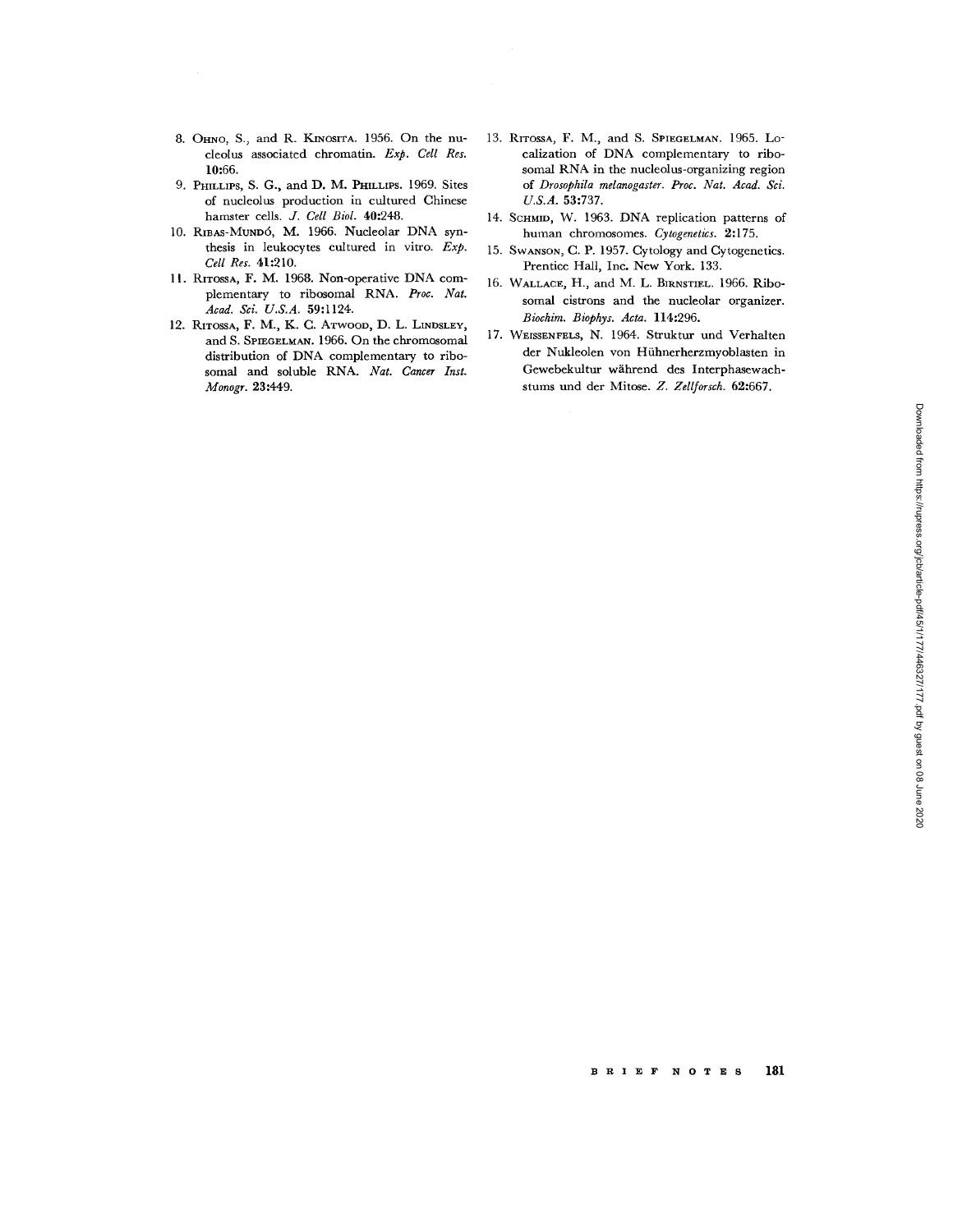8. Ohno, S., and R. Kinosita. 1956. On the nucleolus associated chromatin. *Exp. Cell Res.* **10**:66.
9. Phillips, S. G., and D. M. Phillips. 1969. Sites of nucleolus production in cultured Chinese hamster cells. *J. Cell Biol.* **40**:248.
10. Ribas-Mundó, M. 1966. Nucleolar DNA synthesis in leukocytes cultured in vitro. *Exp. Cell Res.* **41**:210.
11. Ritossa, F. M. 1968. Non-operative DNA complementary to ribosomal RNA. *Proc. Nat. Acad. Sci. U.S.A.* **59**:1124.
12. Ritossa, F. M., K. C. Atwood, D. L. Lindsley, and S. Spiegelman. 1966. On the chromosomal distribution of DNA complementary to ribosomal and soluble RNA. *Nat. Cancer Inst. Monogr.* **23**:449.
13. Ritossa, F. M., and S. Spiegelman. 1965. Localization of DNA complementary to ribosomal RNA in the nucleolus-organizing region of *Drosophila melanogaster*. *Proc. Nat. Acad. Sci. U.S.A.* **53**:737.
14. Schmid, W. 1963. DNA replication patterns of human chromosomes. *Cytogenetics.* **2**:175.
15. Swanson, C. P. 1957. Cytology and Cytogenetics. Prentice Hall, Inc. New York. 133.
16. Wallace, H., and M. L. Birnstiel. 1966. Ribosomal cistrons and the nucleolar organizer. *Biochim. Biophys. Acta.* **114**:296.
17. Weissenfels, N. 1964. Struktur und Verhalten der Nukleolen von Hühnerherzmyoblasten in Gewebekultur während des Interphasewachstums und der Mitose. *Z. Zellforsch.* **62**:667.